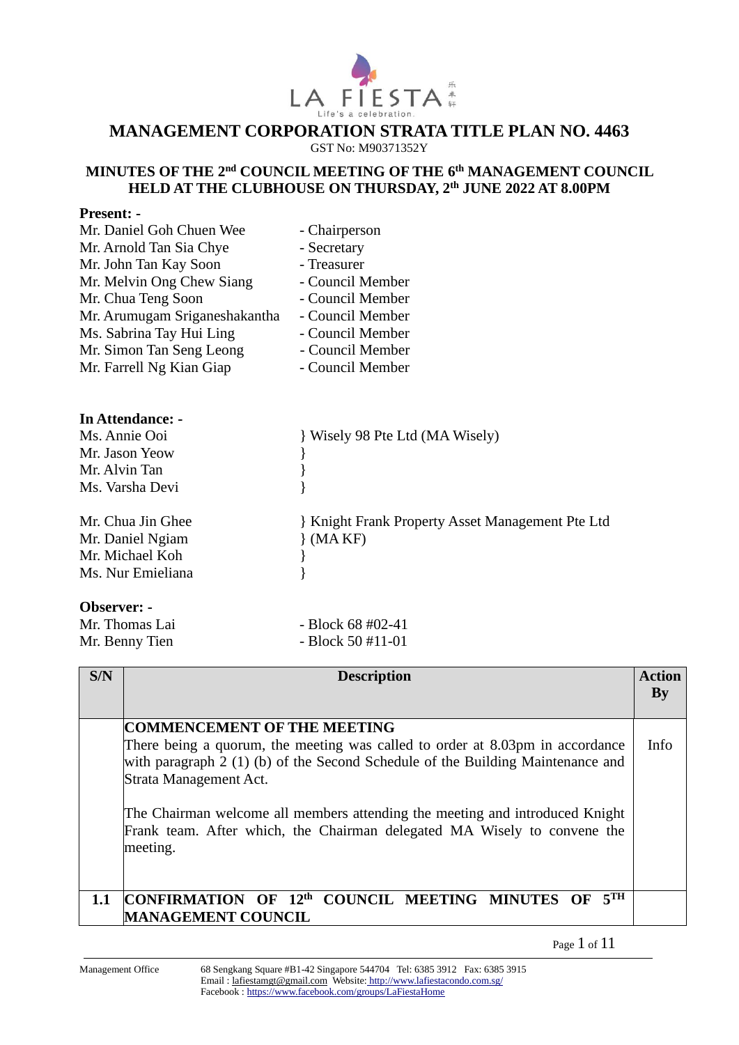# MANAGEMENT CORPORATION STRATA TITLE PLAN NO. 4463

GST No: M90371352Y

## MINUTES OF THE 2nd COUNCIL MEETING OF THE 6th MANAGEMENT COUNCIL HELD AT THE CLUBHOUSE ON THURSDAY, 2th JUNE 2022 AT 8.00PM

**Present: -**

| | |
|---|---|
| Mr. Daniel Goh Chuen Wee | - Chairperson |
| Mr. Arnold Tan Sia Chye | - Secretary |
| Mr. John Tan Kay Soon | - Treasurer |
| Mr. Melvin Ong Chew Siang | - Council Member |
| Mr. Chua Teng Soon | - Council Member |
| Mr. Arumugam Sriganeshakantha | - Council Member |
| Ms. Sabrina Tay Hui Ling | - Council Member |
| Mr. Simon Tan Seng Leong | - Council Member |
| Mr. Farrell Ng Kian Giap | - Council Member |

**In Attendance: -**

| | |
|---|---|
| Ms. Annie Ooi | } Wisely 98 Pte Ltd (MA Wisely) |
| Mr. Jason Yeow | } |
| Mr. Alvin Tan | } |
| Ms. Varsha Devi | } |
| Mr. Chua Jin Ghee | } Knight Frank Property Asset Management Pte Ltd |
| Mr. Daniel Ngiam | } (MA KF) |
| Mr. Michael Koh | } |
| Ms. Nur Emieliana | } |

**Observer: -**

| | |
|---|---|
| Mr. Thomas Lai | - Block 68 #02-41 |
| Mr. Benny Tien | - Block 50 #11-01 |

| S/N | Description | Action By |
|---|---|---|
| | **COMMENCEMENT OF THE MEETING**<br>There being a quorum, the meeting was called to order at 8.03pm in accordance with paragraph 2 (1) (b) of the Second Schedule of the Building Maintenance and Strata Management Act.<br><br>The Chairman welcome all members attending the meeting and introduced Knight Frank team. After which, the Chairman delegated MA Wisely to convene the meeting. | Info |
| **1.1** | **CONFIRMATION OF 12th COUNCIL MEETING MINUTES OF 5TH MANAGEMENT COUNCIL** | |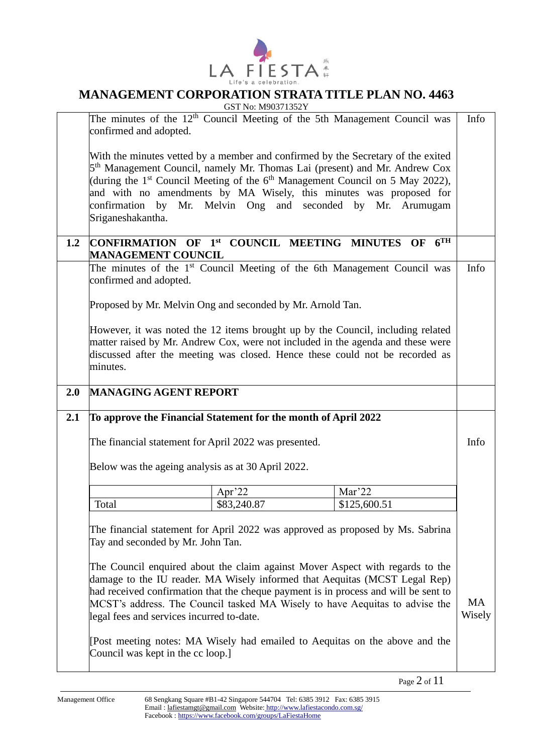# MANAGEMENT CORPORATION STRATA TITLE PLAN NO. 4463

GST No: M90371352Y

| | | |
|---|---|---|
| | The minutes of the 12th Council Meeting of the 5th Management Council was confirmed and adopted.<br><br>With the minutes vetted by a member and confirmed by the Secretary of the exited 5th Management Council, namely Mr. Thomas Lai (present) and Mr. Andrew Cox (during the 1st Council Meeting of the 6th Management Council on 5 May 2022), and with no amendments by MA Wisely, this minutes was proposed for confirmation by Mr. Melvin Ong and seconded by Mr. Arumugam Sriganeshakantha. | Info |
| **1.2** | **CONFIRMATION OF 1st COUNCIL MEETING MINUTES OF 6TH MANAGEMENT COUNCIL** | |
| | The minutes of the 1st Council Meeting of the 6th Management Council was confirmed and adopted.<br><br>Proposed by Mr. Melvin Ong and seconded by Mr. Arnold Tan.<br><br>However, it was noted the 12 items brought up by the Council, including related matter raised by Mr. Andrew Cox, were not included in the agenda and these were discussed after the meeting was closed. Hence these could not be recorded as minutes. | Info |
| **2.0** | **MANAGING AGENT REPORT** | |
| **2.1** | **To approve the Financial Statement for the month of April 2022**<br><br>The financial statement for April 2022 was presented.<br><br>Below was the ageing analysis as at 30 April 2022. | Info |

| | Apr'22 | Mar'22 |
|---|---|---|
| Total | $83,240.87 | $125,600.51 |

| | | |
|---|---|---|
| | The financial statement for April 2022 was approved as proposed by Ms. Sabrina Tay and seconded by Mr. John Tan.<br><br>The Council enquired about the claim against Mover Aspect with regards to the damage to the IU reader. MA Wisely informed that Aequitas (MCST Legal Rep) had received confirmation that the cheque payment is in process and will be sent to MCST's address. The Council tasked MA Wisely to have Aequitas to advise the legal fees and services incurred to-date.<br><br>[Post meeting notes: MA Wisely had emailed to Aequitas on the above and the Council was kept in the cc loop.] | MA Wisely |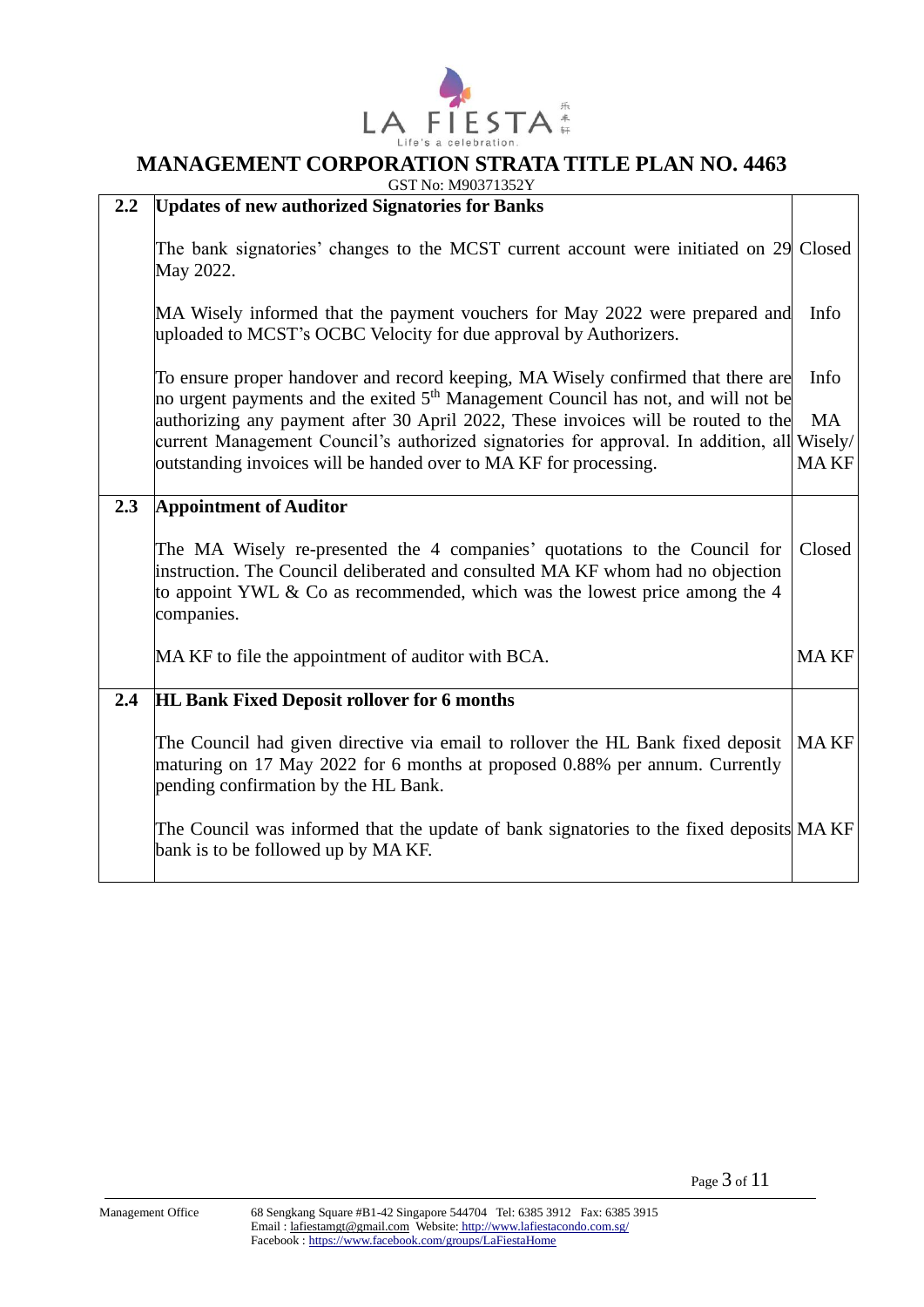# MANAGEMENT CORPORATION STRATA TITLE PLAN NO. 4463

GST No: M90371352Y

| | | |
|---|---|---|
| **2.2** | **Updates of new authorized Signatories for Banks** | |
| | The bank signatories' changes to the MCST current account were initiated on 29 May 2022. | Closed |
| | MA Wisely informed that the payment vouchers for May 2022 were prepared and uploaded to MCST's OCBC Velocity for due approval by Authorizers. | Info |
| | To ensure proper handover and record keeping, MA Wisely confirmed that there are no urgent payments and the exited 5th Management Council has not, and will not be authorizing any payment after 30 April 2022, These invoices will be routed to the current Management Council's authorized signatories for approval. In addition, all outstanding invoices will be handed over to MA KF for processing. | Info<br><br>MA Wisely/ MA KF |
| **2.3** | **Appointment of Auditor** | |
| | The MA Wisely re-presented the 4 companies' quotations to the Council for instruction. The Council deliberated and consulted MA KF whom had no objection to appoint YWL & Co as recommended, which was the lowest price among the 4 companies. | Closed |
| | MA KF to file the appointment of auditor with BCA. | MA KF |
| **2.4** | **HL Bank Fixed Deposit rollover for 6 months** | |
| | The Council had given directive via email to rollover the HL Bank fixed deposit maturing on 17 May 2022 for 6 months at proposed 0.88% per annum. Currently pending confirmation by the HL Bank. | MA KF |
| | The Council was informed that the update of bank signatories to the fixed deposits bank is to be followed up by MA KF. | MA KF |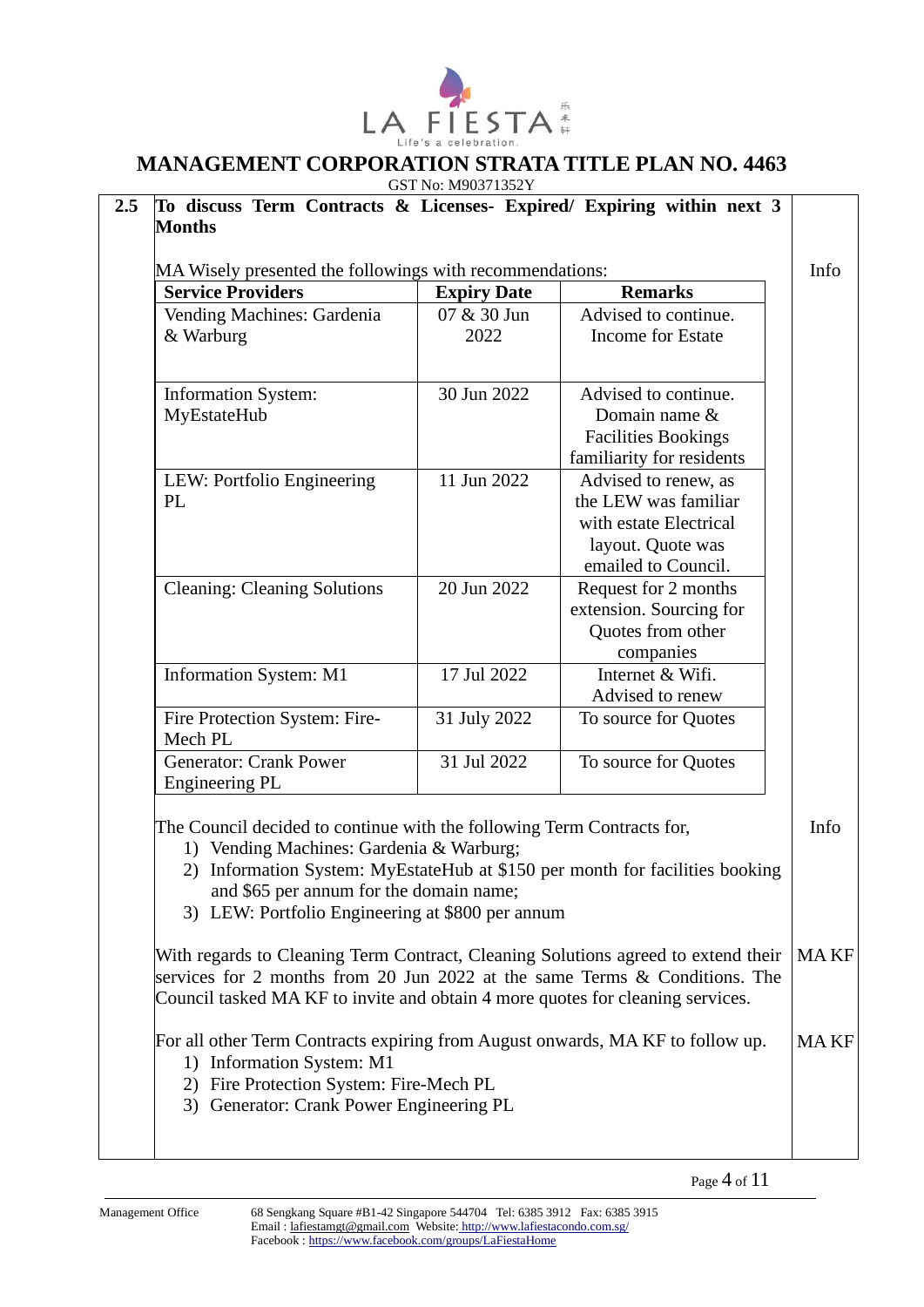# MANAGEMENT CORPORATION STRATA TITLE PLAN NO. 4463

GST No: M90371352Y

**2.5 To discuss Term Contracts & Licenses- Expired/ Expiring within next 3 Months**

MA Wisely presented the followings with recommendations: — Info

| Service Providers | Expiry Date | Remarks |
|---|---|---|
| Vending Machines: Gardenia & Warburg | 07 & 30 Jun 2022 | Advised to continue. Income for Estate |
| Information System: MyEstateHub | 30 Jun 2022 | Advised to continue. Domain name & Facilities Bookings familiarity for residents |
| LEW: Portfolio Engineering PL | 11 Jun 2022 | Advised to renew, as the LEW was familiar with estate Electrical layout. Quote was emailed to Council. |
| Cleaning: Cleaning Solutions | 20 Jun 2022 | Request for 2 months extension. Sourcing for Quotes from other companies |
| Information System: M1 | 17 Jul 2022 | Internet & Wifi. Advised to renew |
| Fire Protection System: Fire-Mech PL | 31 July 2022 | To source for Quotes |
| Generator: Crank Power Engineering PL | 31 Jul 2022 | To source for Quotes |

The Council decided to continue with the following Term Contracts for, — Info

1) Vending Machines: Gardenia & Warburg;
2) Information System: MyEstateHub at $150 per month for facilities booking and $65 per annum for the domain name;
3) LEW: Portfolio Engineering at $800 per annum

With regards to Cleaning Term Contract, Cleaning Solutions agreed to extend their services for 2 months from 20 Jun 2022 at the same Terms & Conditions. The Council tasked MA KF to invite and obtain 4 more quotes for cleaning services. — MA KF

For all other Term Contracts expiring from August onwards, MA KF to follow up. — MA KF

1) Information System: M1
2) Fire Protection System: Fire-Mech PL
3) Generator: Crank Power Engineering PL

Management Office — 68 Sengkang Square #B1-42 Singapore 544704 Tel: 6385 3912 Fax: 6385 3915
Email : lafiestamgt@gmail.com Website: http://www.lafiestacondo.com.sg/
Facebook : https://www.facebook.com/groups/LaFiestaHome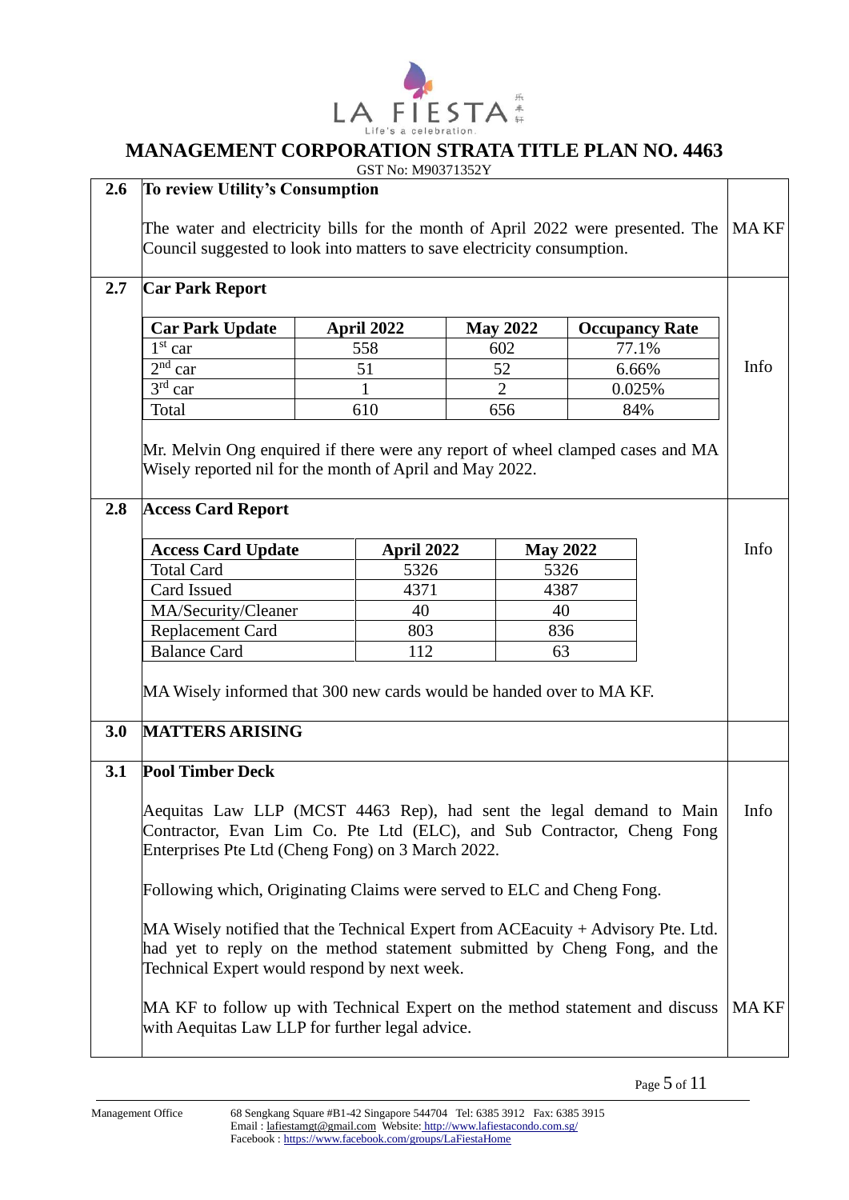# MANAGEMENT CORPORATION STRATA TITLE PLAN NO. 4463

GST No: M90371352Y

| | | |
|---|---|---|
| **2.6** | **To review Utility's Consumption**<br><br>The water and electricity bills for the month of April 2022 were presented. The Council suggested to look into matters to save electricity consumption. | MA KF |
| **2.7** | **Car Park Report** | Info |

| Car Park Update | April 2022 | May 2022 | Occupancy Rate |
|---|---|---|---|
| 1st car | 558 | 602 | 77.1% |
| 2nd car | 51 | 52 | 6.66% |
| 3rd car | 1 | 2 | 0.025% |
| Total | 610 | 656 | 84% |

Mr. Melvin Ong enquired if there were any report of wheel clamped cases and MA Wisely reported nil for the month of April and May 2022.

| | | |
|---|---|---|
| **2.8** | **Access Card Report** | Info |

| Access Card Update | April 2022 | May 2022 |
|---|---|---|
| Total Card | 5326 | 5326 |
| Card Issued | 4371 | 4387 |
| MA/Security/Cleaner | 40 | 40 |
| Replacement Card | 803 | 836 |
| Balance Card | 112 | 63 |

MA Wisely informed that 300 new cards would be handed over to MA KF.

| | | |
|---|---|---|
| **3.0** | **MATTERS ARISING** | |
| **3.1** | **Pool Timber Deck**<br><br>Aequitas Law LLP (MCST 4463 Rep), had sent the legal demand to Main Contractor, Evan Lim Co. Pte Ltd (ELC), and Sub Contractor, Cheng Fong Enterprises Pte Ltd (Cheng Fong) on 3 March 2022.<br><br>Following which, Originating Claims were served to ELC and Cheng Fong.<br><br>MA Wisely notified that the Technical Expert from ACEacuity + Advisory Pte. Ltd. had yet to reply on the method statement submitted by Cheng Fong, and the Technical Expert would respond by next week. | Info |
| | MA KF to follow up with Technical Expert on the method statement and discuss with Aequitas Law LLP for further legal advice. | MA KF |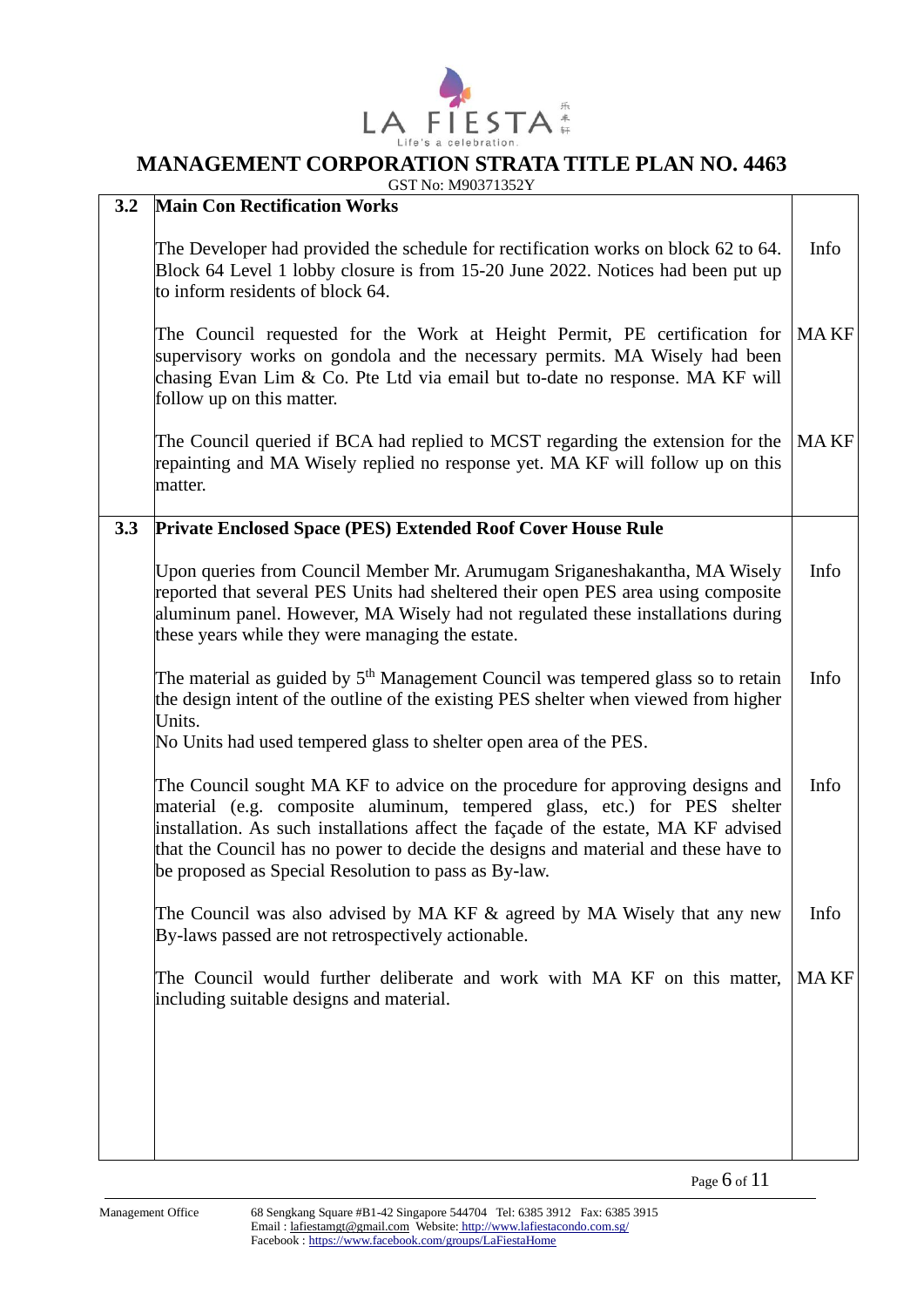# MANAGEMENT CORPORATION STRATA TITLE PLAN NO. 4463

GST No: M90371352Y

| | | |
|---|---|---|
| **3.2** | **Main Con Rectification Works** | |
| | The Developer had provided the schedule for rectification works on block 62 to 64. Block 64 Level 1 lobby closure is from 15-20 June 2022. Notices had been put up to inform residents of block 64. | Info |
| | The Council requested for the Work at Height Permit, PE certification for supervisory works on gondola and the necessary permits. MA Wisely had been chasing Evan Lim & Co. Pte Ltd via email but to-date no response. MA KF will follow up on this matter. | MA KF |
| | The Council queried if BCA had replied to MCST regarding the extension for the repainting and MA Wisely replied no response yet. MA KF will follow up on this matter. | MA KF |
| **3.3** | **Private Enclosed Space (PES) Extended Roof Cover House Rule** | |
| | Upon queries from Council Member Mr. Arumugam Sriganeshakantha, MA Wisely reported that several PES Units had sheltered their open PES area using composite aluminum panel. However, MA Wisely had not regulated these installations during these years while they were managing the estate. | Info |
| | The material as guided by 5th Management Council was tempered glass so to retain the design intent of the outline of the existing PES shelter when viewed from higher Units. No Units had used tempered glass to shelter open area of the PES. | Info |
| | The Council sought MA KF to advice on the procedure for approving designs and material (e.g. composite aluminum, tempered glass, etc.) for PES shelter installation. As such installations affect the façade of the estate, MA KF advised that the Council has no power to decide the designs and material and these have to be proposed as Special Resolution to pass as By-law. | Info |
| | The Council was also advised by MA KF & agreed by MA Wisely that any new By-laws passed are not retrospectively actionable. | Info |
| | The Council would further deliberate and work with MA KF on this matter, including suitable designs and material. | MA KF |

Management Office 68 Sengkang Square #B1-42 Singapore 544704 Tel: 6385 3912 Fax: 6385 3915
Email : lafiestamgt@gmail.com Website: http://www.lafiestacondo.com.sg/
Facebook : https://www.facebook.com/groups/LaFiestaHome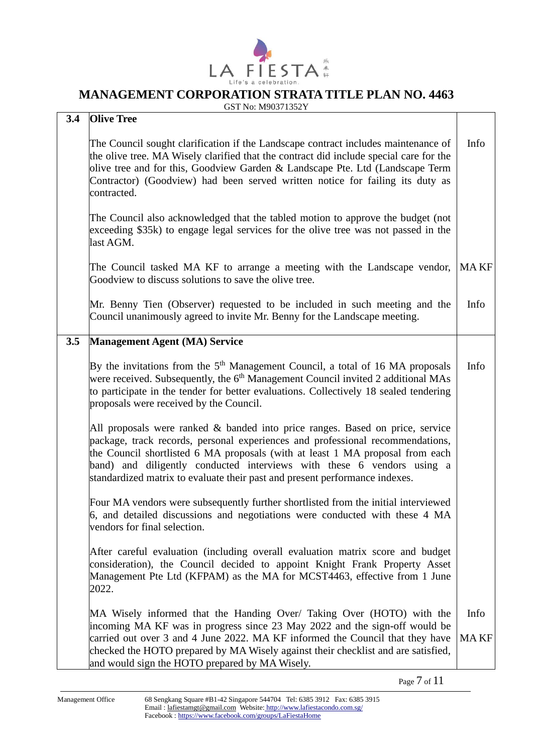# MANAGEMENT CORPORATION STRATA TITLE PLAN NO. 4463

GST No: M90371352Y

| | | |
|---|---|---|
| **3.4** | **Olive Tree** | |
| | The Council sought clarification if the Landscape contract includes maintenance of the olive tree. MA Wisely clarified that the contract did include special care for the olive tree and for this, Goodview Garden & Landscape Pte. Ltd (Landscape Term Contractor) (Goodview) had been served written notice for failing its duty as contracted. | Info |
| | The Council also acknowledged that the tabled motion to approve the budget (not exceeding $35k) to engage legal services for the olive tree was not passed in the last AGM. | |
| | The Council tasked MA KF to arrange a meeting with the Landscape vendor, Goodview to discuss solutions to save the olive tree. | MA KF |
| | Mr. Benny Tien (Observer) requested to be included in such meeting and the Council unanimously agreed to invite Mr. Benny for the Landscape meeting. | Info |
| **3.5** | **Management Agent (MA) Service** | |
| | By the invitations from the 5th Management Council, a total of 16 MA proposals were received. Subsequently, the 6th Management Council invited 2 additional MAs to participate in the tender for better evaluations. Collectively 18 sealed tendering proposals were received by the Council. | Info |
| | All proposals were ranked & banded into price ranges. Based on price, service package, track records, personal experiences and professional recommendations, the Council shortlisted 6 MA proposals (with at least 1 MA proposal from each band) and diligently conducted interviews with these 6 vendors using a standardized matrix to evaluate their past and present performance indexes. | |
| | Four MA vendors were subsequently further shortlisted from the initial interviewed 6, and detailed discussions and negotiations were conducted with these 4 MA vendors for final selection. | |
| | After careful evaluation (including overall evaluation matrix score and budget consideration), the Council decided to appoint Knight Frank Property Asset Management Pte Ltd (KFPAM) as the MA for MCST4463, effective from 1 June 2022. | |
| | MA Wisely informed that the Handing Over/ Taking Over (HOTO) with the incoming MA KF was in progress since 23 May 2022 and the sign-off would be carried out over 3 and 4 June 2022. MA KF informed the Council that they have checked the HOTO prepared by MA Wisely against their checklist and are satisfied, and would sign the HOTO prepared by MA Wisely. | Info<br><br>MA KF |

Management Office 68 Sengkang Square #B1-42 Singapore 544704 Tel: 6385 3912 Fax: 6385 3915
Email : lafiestamgt@gmail.com Website: http://www.lafiestacondo.com.sg/
Facebook : https://www.facebook.com/groups/LaFiestaHome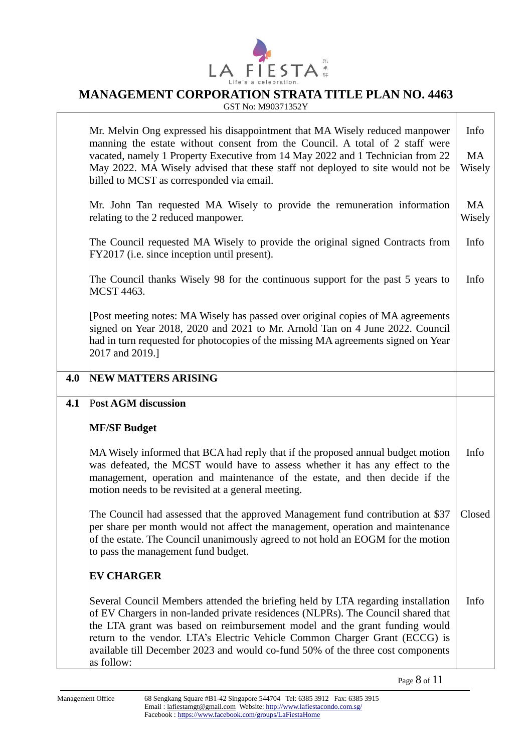| | | |
|---|---|---|
| | Mr. Melvin Ong expressed his disappointment that MA Wisely reduced manpower manning the estate without consent from the Council. A total of 2 staff were vacated, namely 1 Property Executive from 14 May 2022 and 1 Technician from 22 May 2022. MA Wisely advised that these staff not deployed to site would not be billed to MCST as corresponded via email. | Info<br><br>MA Wisely |
| | Mr. John Tan requested MA Wisely to provide the remuneration information relating to the 2 reduced manpower. | MA Wisely |
| | The Council requested MA Wisely to provide the original signed Contracts from FY2017 (i.e. since inception until present). | Info |
| | The Council thanks Wisely 98 for the continuous support for the past 5 years to MCST 4463. | Info |
| | [Post meeting notes: MA Wisely has passed over original copies of MA agreements signed on Year 2018, 2020 and 2021 to Mr. Arnold Tan on 4 June 2022. Council had in turn requested for photocopies of the missing MA agreements signed on Year 2017 and 2019.] | |
| **4.0** | **NEW MATTERS ARISING** | |
| **4.1** | **Post AGM discussion** | |
| | **MF/SF Budget** | |
| | MA Wisely informed that BCA had reply that if the proposed annual budget motion was defeated, the MCST would have to assess whether it has any effect to the management, operation and maintenance of the estate, and then decide if the motion needs to be revisited at a general meeting. | Info |
| | The Council had assessed that the approved Management fund contribution at $37 per share per month would not affect the management, operation and maintenance of the estate. The Council unanimously agreed to not hold an EOGM for the motion to pass the management fund budget. | Closed |
| | **EV CHARGER** | |
| | Several Council Members attended the briefing held by LTA regarding installation of EV Chargers in non-landed private residences (NLPRs). The Council shared that the LTA grant was based on reimbursement model and the grant funding would return to the vendor. LTA's Electric Vehicle Common Charger Grant (ECCG) is available till December 2023 and would co-fund 50% of the three cost components as follow: | Info |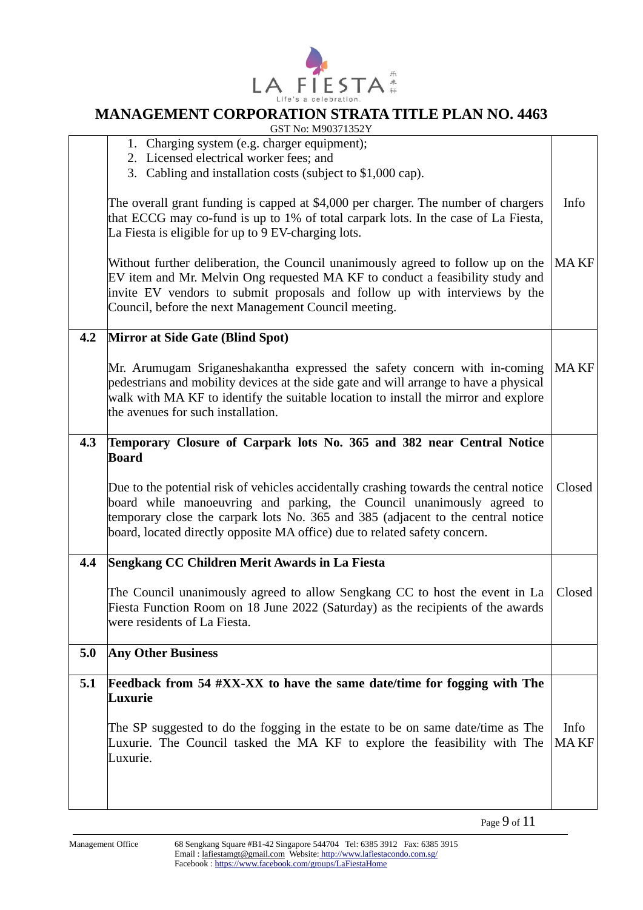| | | |
|---|---|---|
| | 1. Charging system (e.g. charger equipment);<br>2. Licensed electrical worker fees; and<br>3. Cabling and installation costs (subject to $1,000 cap).<br><br>The overall grant funding is capped at $4,000 per charger. The number of chargers that ECCG may co-fund is up to 1% of total carpark lots. In the case of La Fiesta, La Fiesta is eligible for up to 9 EV-charging lots.<br><br>Without further deliberation, the Council unanimously agreed to follow up on the EV item and Mr. Melvin Ong requested MA KF to conduct a feasibility study and invite EV vendors to submit proposals and follow up with interviews by the Council, before the next Management Council meeting. | Info<br><br>MA KF |
| **4.2** | **Mirror at Side Gate (Blind Spot)**<br><br>Mr. Arumugam Sriganeshakantha expressed the safety concern with in-coming pedestrians and mobility devices at the side gate and will arrange to have a physical walk with MA KF to identify the suitable location to install the mirror and explore the avenues for such installation. | MA KF |
| **4.3** | **Temporary Closure of Carpark lots No. 365 and 382 near Central Notice Board**<br><br>Due to the potential risk of vehicles accidentally crashing towards the central notice board while manoeuvring and parking, the Council unanimously agreed to temporary close the carpark lots No. 365 and 385 (adjacent to the central notice board, located directly opposite MA office) due to related safety concern. | Closed |
| **4.4** | **Sengkang CC Children Merit Awards in La Fiesta**<br><br>The Council unanimously agreed to allow Sengkang CC to host the event in La Fiesta Function Room on 18 June 2022 (Saturday) as the recipients of the awards were residents of La Fiesta. | Closed |
| **5.0** | **Any Other Business** | |
| **5.1** | **Feedback from 54 #XX-XX to have the same date/time for fogging with The Luxurie**<br><br>The SP suggested to do the fogging in the estate to be on same date/time as The Luxurie. The Council tasked the MA KF to explore the feasibility with The Luxurie. | Info<br>MA KF |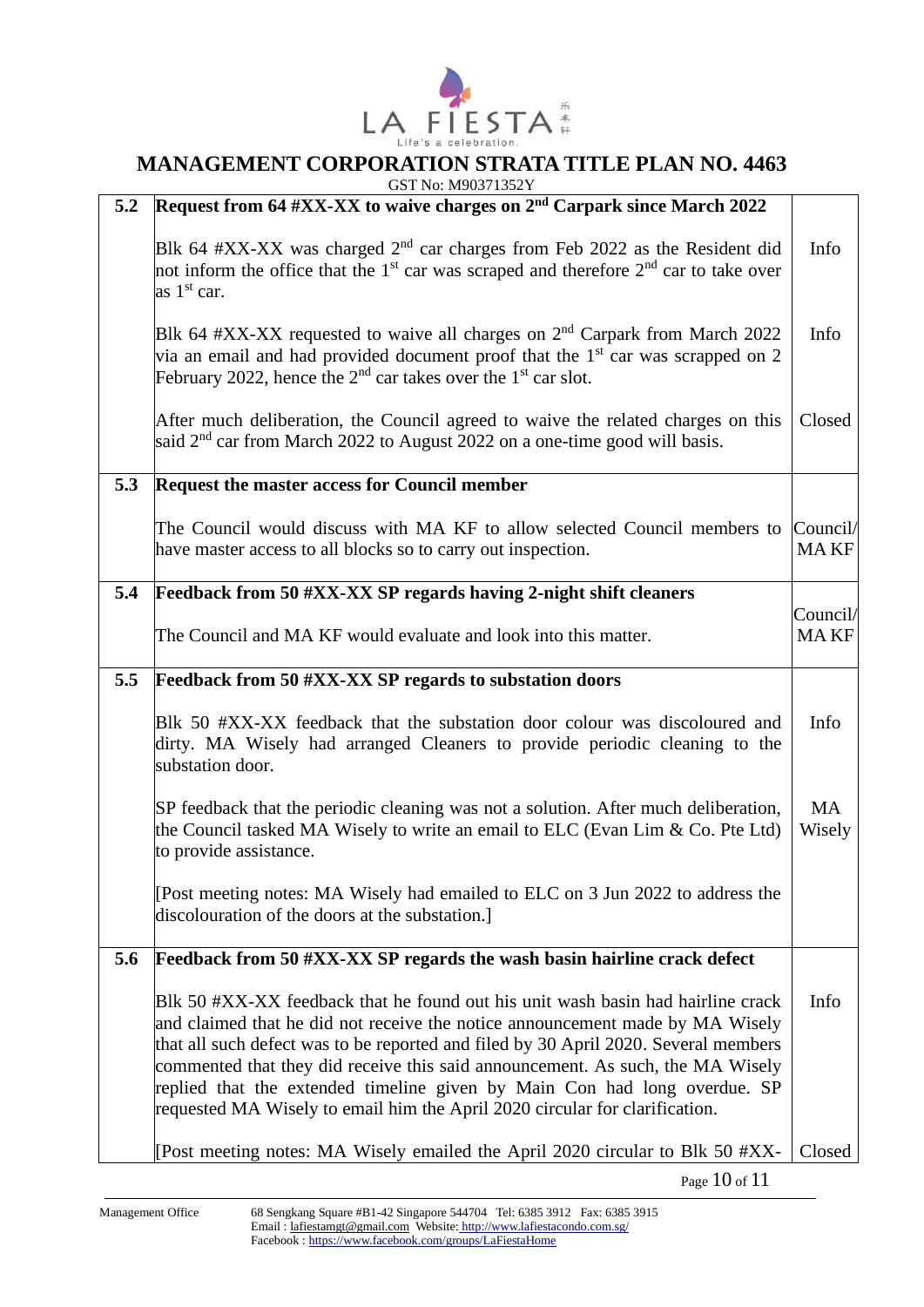# MANAGEMENT CORPORATION STRATA TITLE PLAN NO. 4463

GST No: M90371352Y

| | | |
|---|---|---|
| **5.2** | **Request from 64 #XX-XX to waive charges on 2nd Carpark since March 2022** | |
| | Blk 64 #XX-XX was charged 2nd car charges from Feb 2022 as the Resident did not inform the office that the 1st car was scraped and therefore 2nd car to take over as 1st car. | Info |
| | Blk 64 #XX-XX requested to waive all charges on 2nd Carpark from March 2022 via an email and had provided document proof that the 1st car was scrapped on 2 February 2022, hence the 2nd car takes over the 1st car slot. | Info |
| | After much deliberation, the Council agreed to waive the related charges on this said 2nd car from March 2022 to August 2022 on a one-time good will basis. | Closed |
| **5.3** | **Request the master access for Council member** | |
| | The Council would discuss with MA KF to allow selected Council members to have master access to all blocks so to carry out inspection. | Council/ MA KF |
| **5.4** | **Feedback from 50 #XX-XX SP regards having 2-night shift cleaners** | |
| | The Council and MA KF would evaluate and look into this matter. | Council/ MA KF |
| **5.5** | **Feedback from 50 #XX-XX SP regards to substation doors** | |
| | Blk 50 #XX-XX feedback that the substation door colour was discoloured and dirty. MA Wisely had arranged Cleaners to provide periodic cleaning to the substation door. | Info |
| | SP feedback that the periodic cleaning was not a solution. After much deliberation, the Council tasked MA Wisely to write an email to ELC (Evan Lim & Co. Pte Ltd) to provide assistance. | MA Wisely |
| | [Post meeting notes: MA Wisely had emailed to ELC on 3 Jun 2022 to address the discolouration of the doors at the substation.] | |
| **5.6** | **Feedback from 50 #XX-XX SP regards the wash basin hairline crack defect** | |
| | Blk 50 #XX-XX feedback that he found out his unit wash basin had hairline crack and claimed that he did not receive the notice announcement made by MA Wisely that all such defect was to be reported and filed by 30 April 2020. Several members commented that they did receive this said announcement. As such, the MA Wisely replied that the extended timeline given by Main Con had long overdue. SP requested MA Wisely to email him the April 2020 circular for clarification. | Info |
| | [Post meeting notes: MA Wisely emailed the April 2020 circular to Blk 50 #XX- | Closed |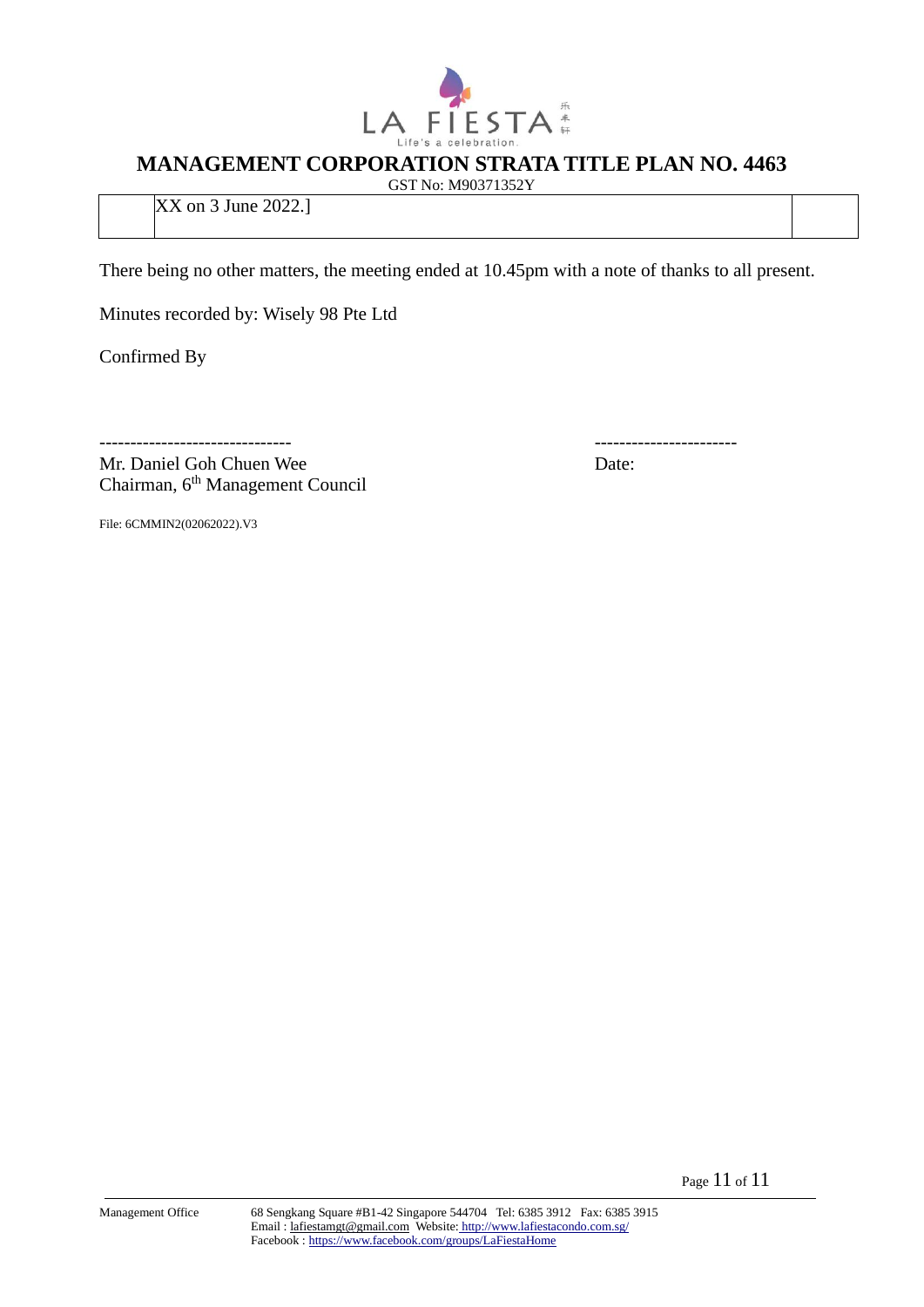| | | |
|---|---|---|
| | XX on 3 June 2022.] | |

There being no other matters, the meeting ended at 10.45pm with a note of thanks to all present.

Minutes recorded by: Wisely 98 Pte Ltd

Confirmed By

-------------------------------

Mr. Daniel Goh Chuen Wee
Chairman, 6th Management Council

-----------------------

Date:

File: 6CMMIN2(02062022).V3